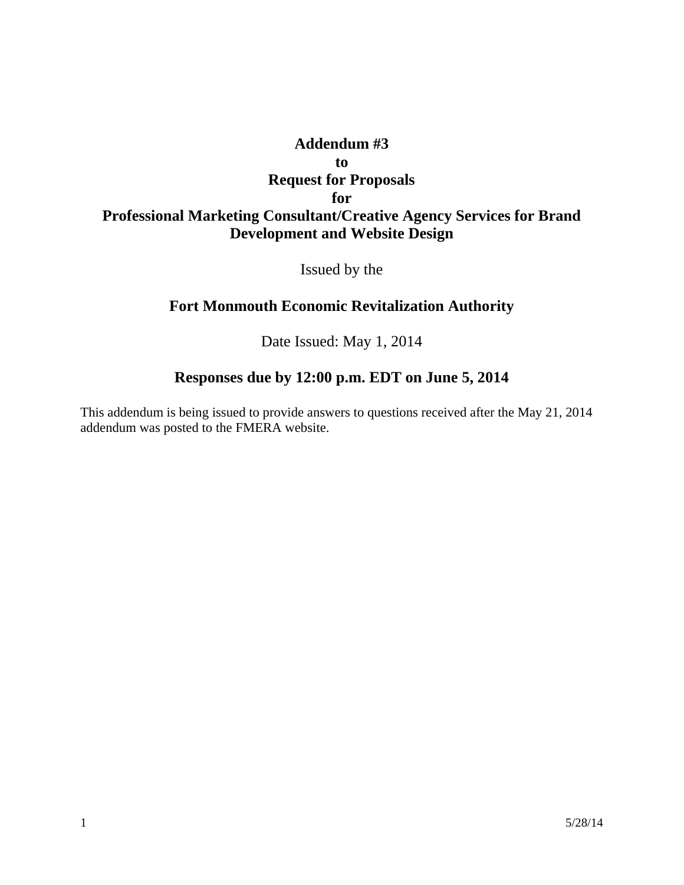# Addendum #3
# to
# Request for Proposals
# for
# Professional Marketing Consultant/Creative Agency Services for Brand Development and Website Design

Issued by the

## Fort Monmouth Economic Revitalization Authority

Date Issued: May 1, 2014

## Responses due by 12:00 p.m. EDT on June 5, 2014

This addendum is being issued to provide answers to questions received after the May 21, 2014 addendum was posted to the FMERA website.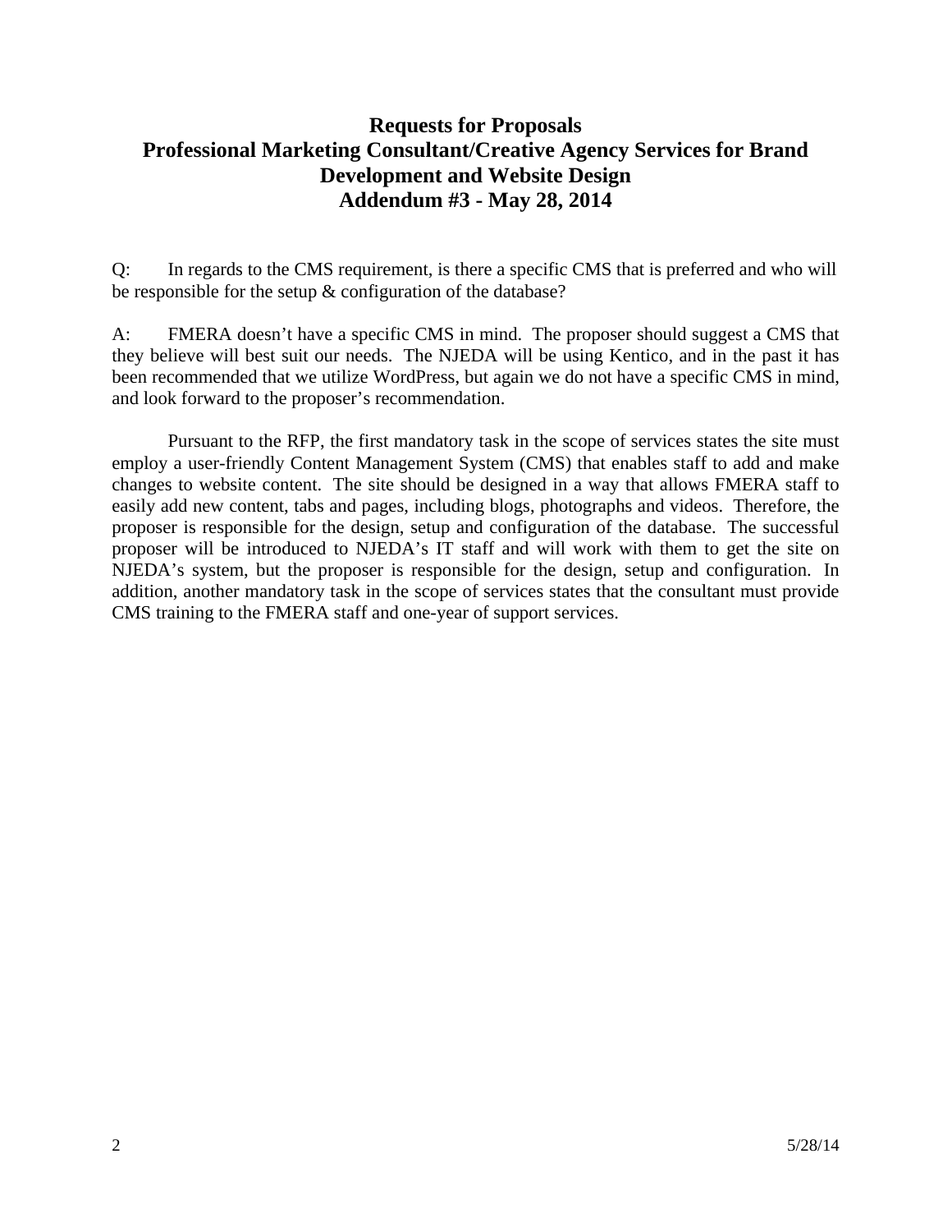# Requests for Proposals
# Professional Marketing Consultant/Creative Agency Services for Brand Development and Website Design
# Addendum #3 - May 28, 2014

Q: In regards to the CMS requirement, is there a specific CMS that is preferred and who will be responsible for the setup & configuration of the database?

A: FMERA doesn't have a specific CMS in mind. The proposer should suggest a CMS that they believe will best suit our needs. The NJEDA will be using Kentico, and in the past it has been recommended that we utilize WordPress, but again we do not have a specific CMS in mind, and look forward to the proposer's recommendation.

Pursuant to the RFP, the first mandatory task in the scope of services states the site must employ a user-friendly Content Management System (CMS) that enables staff to add and make changes to website content. The site should be designed in a way that allows FMERA staff to easily add new content, tabs and pages, including blogs, photographs and videos. Therefore, the proposer is responsible for the design, setup and configuration of the database. The successful proposer will be introduced to NJEDA's IT staff and will work with them to get the site on NJEDA's system, but the proposer is responsible for the design, setup and configuration. In addition, another mandatory task in the scope of services states that the consultant must provide CMS training to the FMERA staff and one-year of support services.